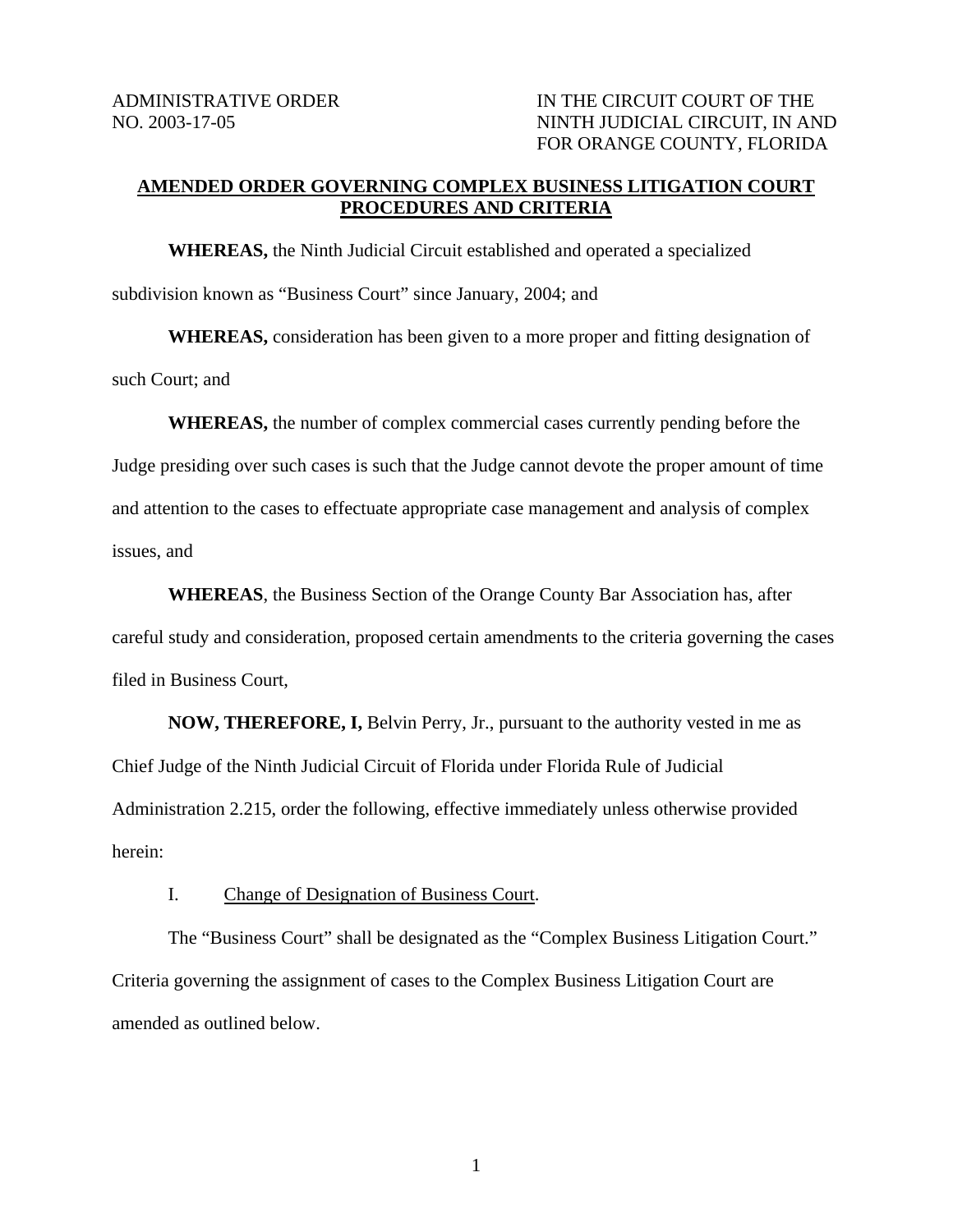ADMINISTRATIVE ORDER
NO. 2003-17-05

IN THE CIRCUIT COURT OF THE
NINTH JUDICIAL CIRCUIT, IN AND
FOR ORANGE COUNTY, FLORIDA

## AMENDED ORDER GOVERNING COMPLEX BUSINESS LITIGATION COURT PROCEDURES AND CRITERIA

**WHEREAS,** the Ninth Judicial Circuit established and operated a specialized subdivision known as "Business Court" since January, 2004; and

**WHEREAS,** consideration has been given to a more proper and fitting designation of such Court; and

**WHEREAS,** the number of complex commercial cases currently pending before the Judge presiding over such cases is such that the Judge cannot devote the proper amount of time and attention to the cases to effectuate appropriate case management and analysis of complex issues, and

**WHEREAS**, the Business Section of the Orange County Bar Association has, after careful study and consideration, proposed certain amendments to the criteria governing the cases filed in Business Court,

**NOW, THEREFORE, I,** Belvin Perry, Jr., pursuant to the authority vested in me as Chief Judge of the Ninth Judicial Circuit of Florida under Florida Rule of Judicial Administration 2.215, order the following, effective immediately unless otherwise provided herein:

I. Change of Designation of Business Court.

The "Business Court" shall be designated as the "Complex Business Litigation Court." Criteria governing the assignment of cases to the Complex Business Litigation Court are amended as outlined below.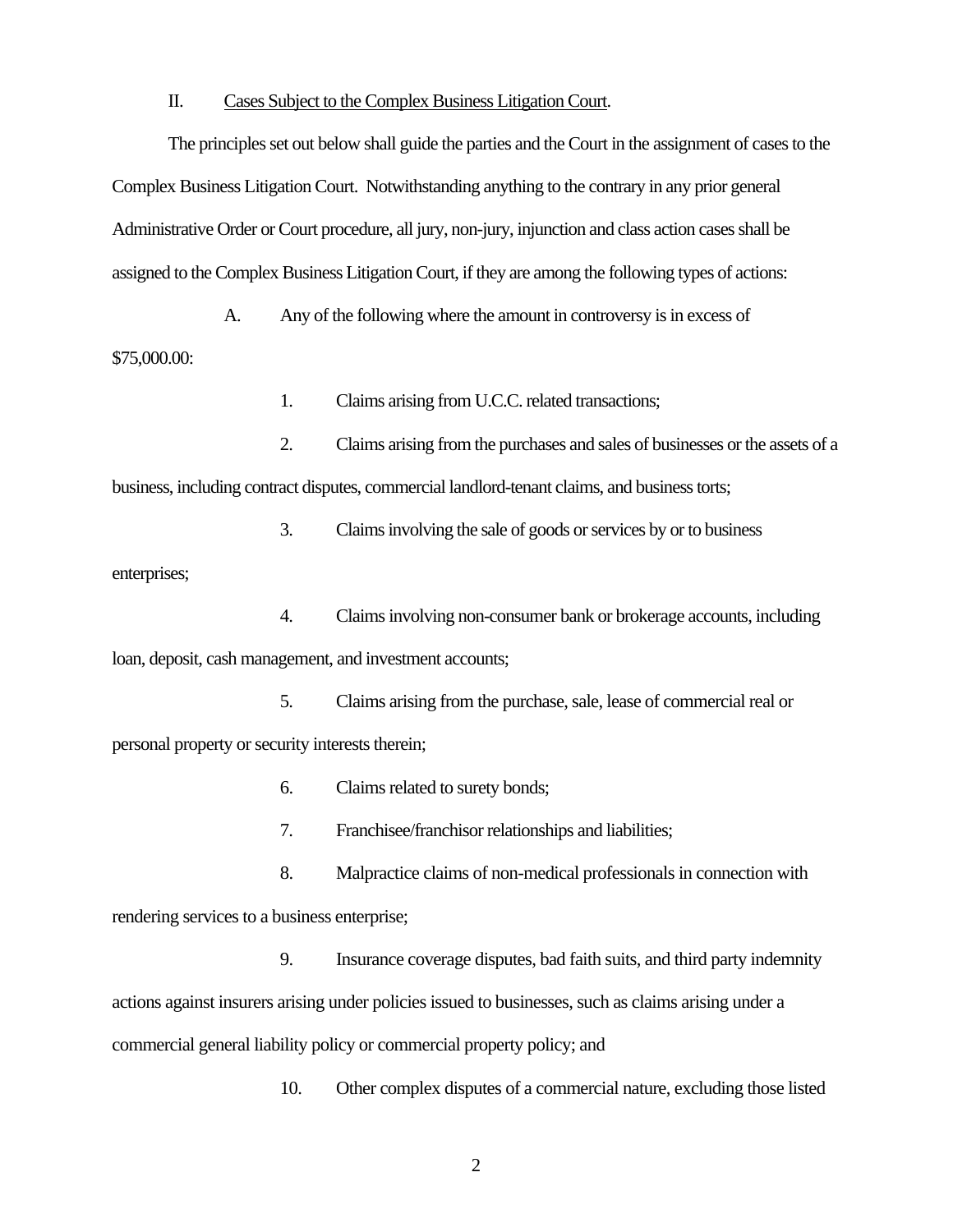II. Cases Subject to the Complex Business Litigation Court.

The principles set out below shall guide the parties and the Court in the assignment of cases to the Complex Business Litigation Court. Notwithstanding anything to the contrary in any prior general Administrative Order or Court procedure, all jury, non-jury, injunction and class action cases shall be assigned to the Complex Business Litigation Court, if they are among the following types of actions:

A. Any of the following where the amount in controversy is in excess of $75,000.00:

1. Claims arising from U.C.C. related transactions;

2. Claims arising from the purchases and sales of businesses or the assets of a business, including contract disputes, commercial landlord-tenant claims, and business torts;

3. Claims involving the sale of goods or services by or to business enterprises;

4. Claims involving non-consumer bank or brokerage accounts, including loan, deposit, cash management, and investment accounts;

5. Claims arising from the purchase, sale, lease of commercial real or personal property or security interests therein;

6. Claims related to surety bonds;

7. Franchisee/franchisor relationships and liabilities;

8. Malpractice claims of non-medical professionals in connection with rendering services to a business enterprise;

9. Insurance coverage disputes, bad faith suits, and third party indemnity actions against insurers arising under policies issued to businesses, such as claims arising under a commercial general liability policy or commercial property policy; and

10. Other complex disputes of a commercial nature, excluding those listed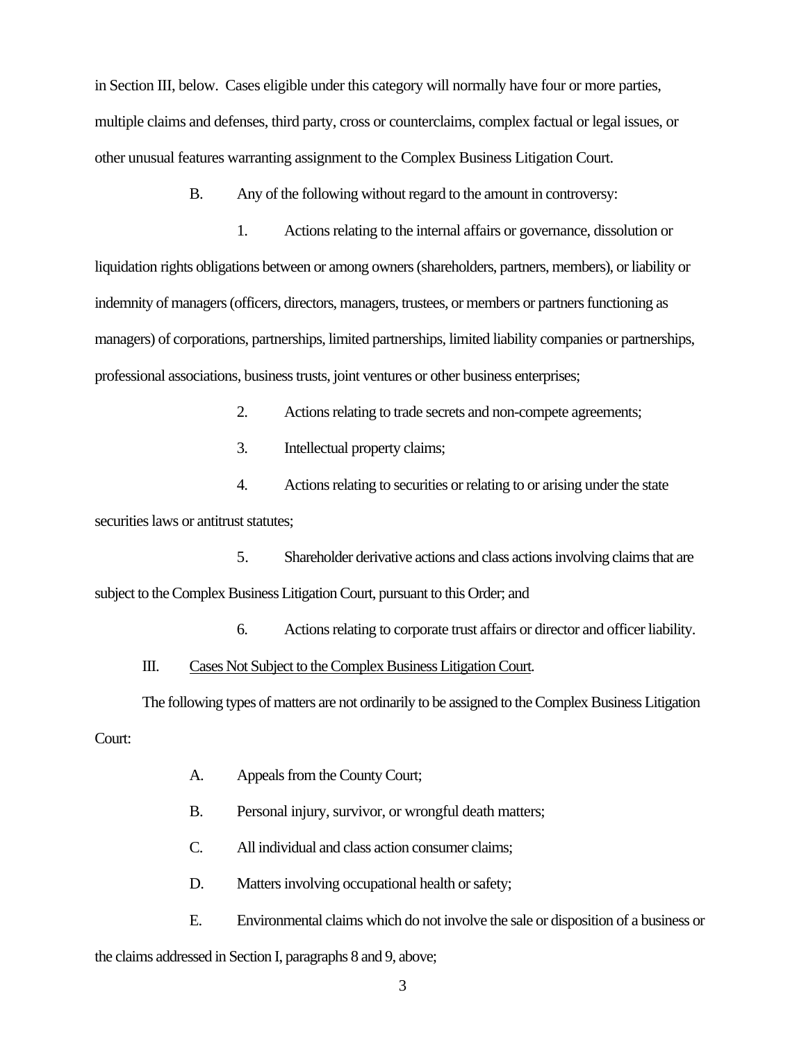in Section III, below. Cases eligible under this category will normally have four or more parties, multiple claims and defenses, third party, cross or counterclaims, complex factual or legal issues, or other unusual features warranting assignment to the Complex Business Litigation Court.

B. Any of the following without regard to the amount in controversy:

1. Actions relating to the internal affairs or governance, dissolution or liquidation rights obligations between or among owners (shareholders, partners, members), or liability or indemnity of managers (officers, directors, managers, trustees, or members or partners functioning as managers) of corporations, partnerships, limited partnerships, limited liability companies or partnerships, professional associations, business trusts, joint ventures or other business enterprises;

2. Actions relating to trade secrets and non-compete agreements;

3. Intellectual property claims;

4. Actions relating to securities or relating to or arising under the state securities laws or antitrust statutes;

5. Shareholder derivative actions and class actions involving claims that are subject to the Complex Business Litigation Court, pursuant to this Order; and

6. Actions relating to corporate trust affairs or director and officer liability.

III. Cases Not Subject to the Complex Business Litigation Court.

The following types of matters are not ordinarily to be assigned to the Complex Business Litigation Court:

A. Appeals from the County Court;

B. Personal injury, survivor, or wrongful death matters;

C. All individual and class action consumer claims;

D. Matters involving occupational health or safety;

E. Environmental claims which do not involve the sale or disposition of a business or the claims addressed in Section I, paragraphs 8 and 9, above;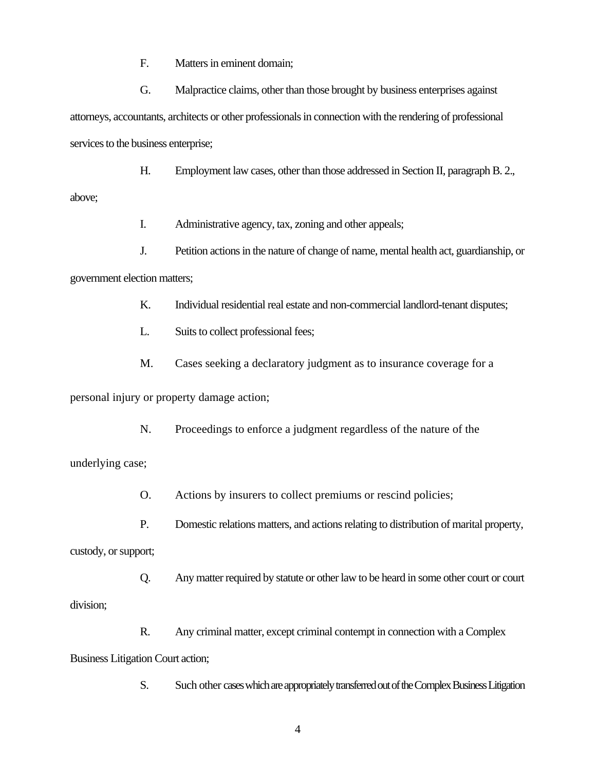F. Matters in eminent domain;

G. Malpractice claims, other than those brought by business enterprises against attorneys, accountants, architects or other professionals in connection with the rendering of professional services to the business enterprise;

H. Employment law cases, other than those addressed in Section II, paragraph B. 2., above;

I. Administrative agency, tax, zoning and other appeals;

J. Petition actions in the nature of change of name, mental health act, guardianship, or government election matters;

K. Individual residential real estate and non-commercial landlord-tenant disputes;

L. Suits to collect professional fees;

M. Cases seeking a declaratory judgment as to insurance coverage for a personal injury or property damage action;

N. Proceedings to enforce a judgment regardless of the nature of the underlying case;

O. Actions by insurers to collect premiums or rescind policies;

P. Domestic relations matters, and actions relating to distribution of marital property, custody, or support;

Q. Any matter required by statute or other law to be heard in some other court or court division;

R. Any criminal matter, except criminal contempt in connection with a Complex Business Litigation Court action;

S. Such other cases which are appropriately transferred out of the Complex Business Litigation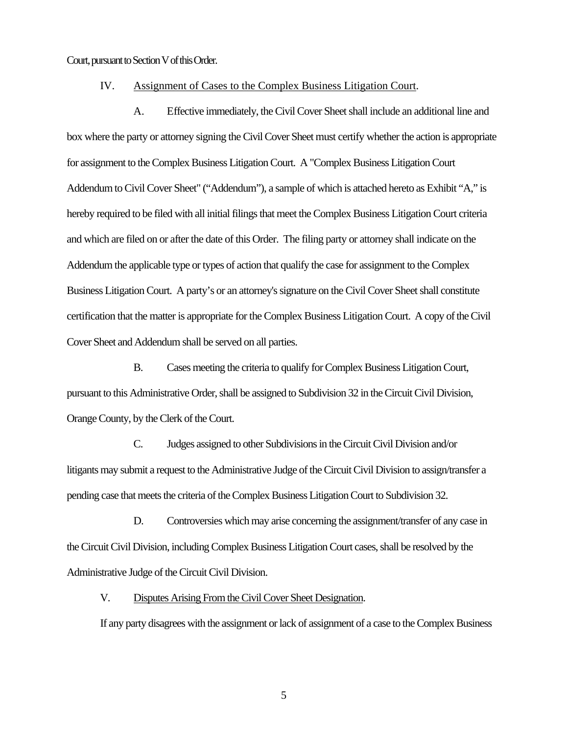Court, pursuant to Section V of this Order.

IV. Assignment of Cases to the Complex Business Litigation Court.

A. Effective immediately, the Civil Cover Sheet shall include an additional line and box where the party or attorney signing the Civil Cover Sheet must certify whether the action is appropriate for assignment to the Complex Business Litigation Court. A "Complex Business Litigation Court Addendum to Civil Cover Sheet" ("Addendum"), a sample of which is attached hereto as Exhibit "A," is hereby required to be filed with all initial filings that meet the Complex Business Litigation Court criteria and which are filed on or after the date of this Order. The filing party or attorney shall indicate on the Addendum the applicable type or types of action that qualify the case for assignment to the Complex Business Litigation Court. A party's or an attorney's signature on the Civil Cover Sheet shall constitute certification that the matter is appropriate for the Complex Business Litigation Court. A copy of the Civil Cover Sheet and Addendum shall be served on all parties.

B. Cases meeting the criteria to qualify for Complex Business Litigation Court, pursuant to this Administrative Order, shall be assigned to Subdivision 32 in the Circuit Civil Division, Orange County, by the Clerk of the Court.

C. Judges assigned to other Subdivisions in the Circuit Civil Division and/or litigants may submit a request to the Administrative Judge of the Circuit Civil Division to assign/transfer a pending case that meets the criteria of the Complex Business Litigation Court to Subdivision 32.

D. Controversies which may arise concerning the assignment/transfer of any case in the Circuit Civil Division, including Complex Business Litigation Court cases, shall be resolved by the Administrative Judge of the Circuit Civil Division.

V. Disputes Arising From the Civil Cover Sheet Designation.

If any party disagrees with the assignment or lack of assignment of a case to the Complex Business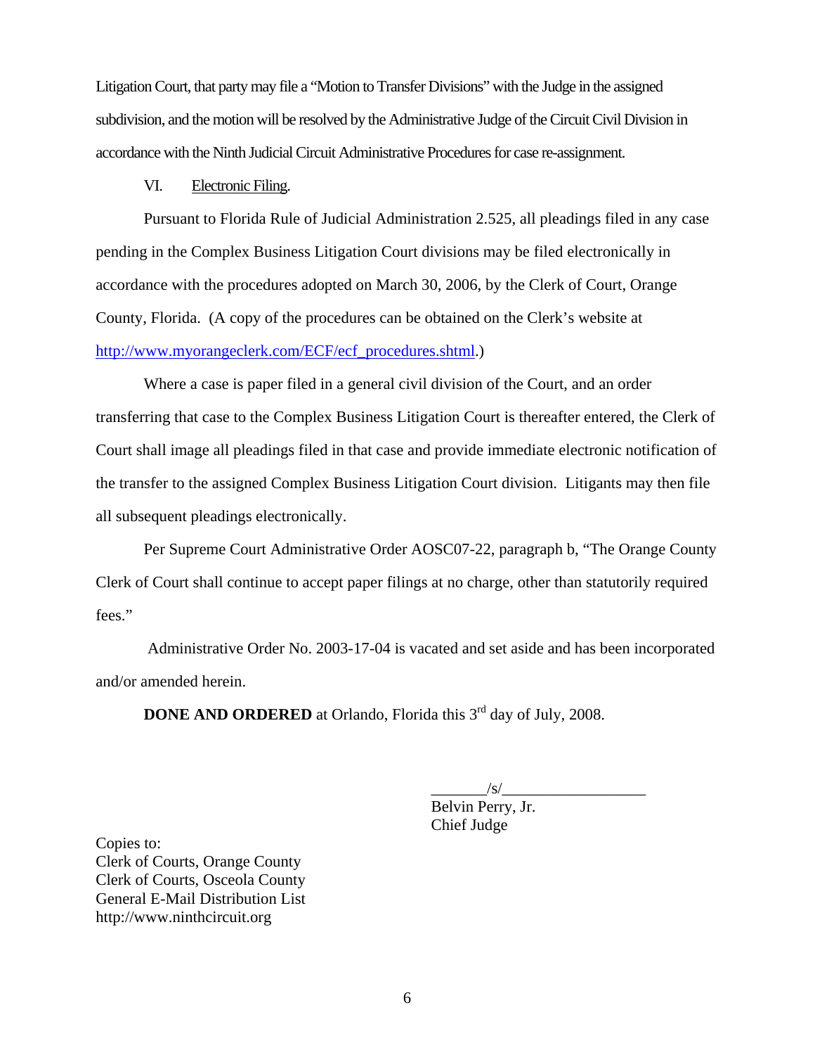Litigation Court, that party may file a "Motion to Transfer Divisions" with the Judge in the assigned subdivision, and the motion will be resolved by the Administrative Judge of the Circuit Civil Division in accordance with the Ninth Judicial Circuit Administrative Procedures for case re-assignment.

VI. Electronic Filing.

Pursuant to Florida Rule of Judicial Administration 2.525, all pleadings filed in any case pending in the Complex Business Litigation Court divisions may be filed electronically in accordance with the procedures adopted on March 30, 2006, by the Clerk of Court, Orange County, Florida. (A copy of the procedures can be obtained on the Clerk's website at http://www.myorangeclerk.com/ECF/ecf_procedures.shtml.)

Where a case is paper filed in a general civil division of the Court, and an order transferring that case to the Complex Business Litigation Court is thereafter entered, the Clerk of Court shall image all pleadings filed in that case and provide immediate electronic notification of the transfer to the assigned Complex Business Litigation Court division. Litigants may then file all subsequent pleadings electronically.

Per Supreme Court Administrative Order AOSC07-22, paragraph b, "The Orange County Clerk of Court shall continue to accept paper filings at no charge, other than statutorily required fees."

Administrative Order No. 2003-17-04 is vacated and set aside and has been incorporated and/or amended herein.

**DONE AND ORDERED** at Orlando, Florida this 3rd day of July, 2008.

_______/s/__________________
Belvin Perry, Jr.
Chief Judge

Copies to:
Clerk of Courts, Orange County
Clerk of Courts, Osceola County
General E-Mail Distribution List
http://www.ninthcircuit.org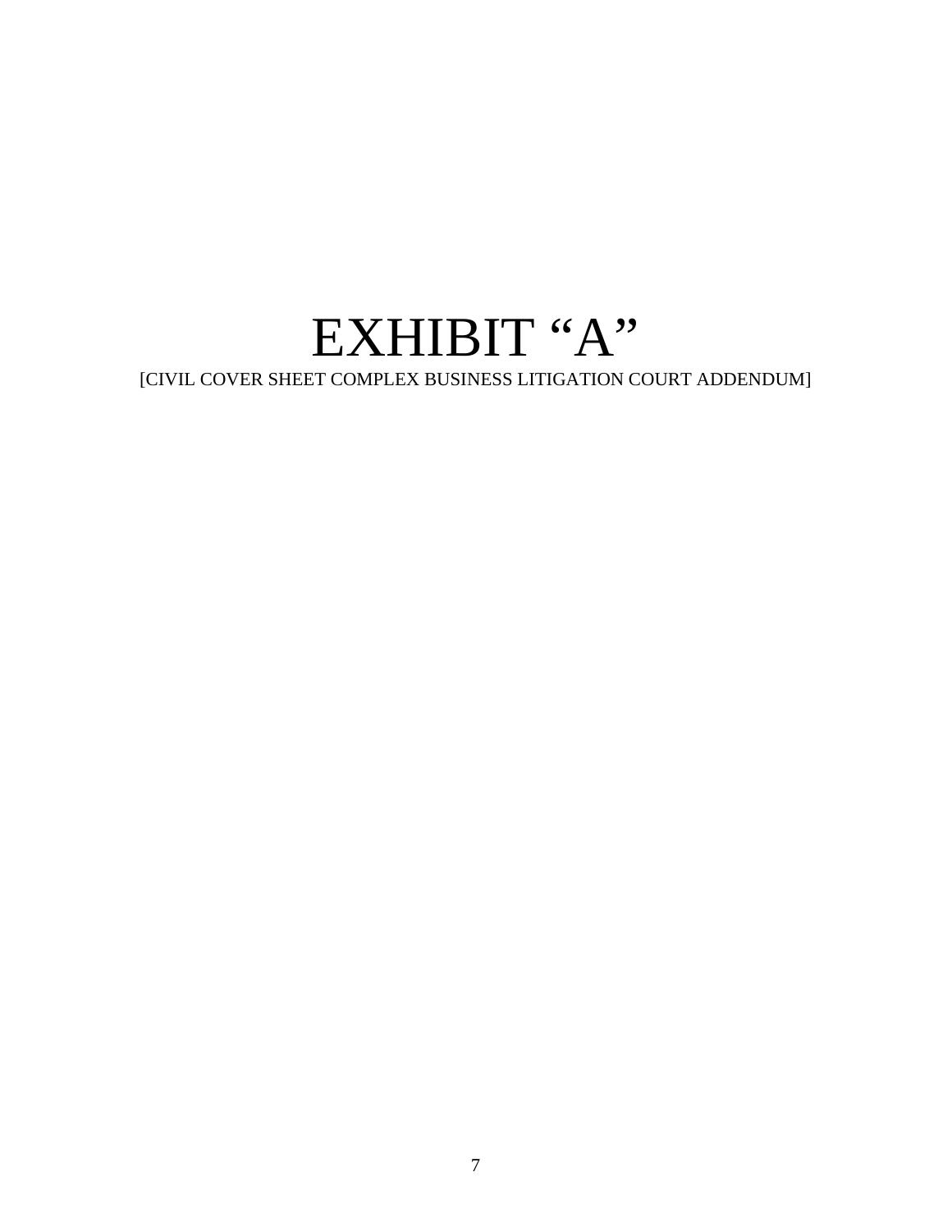# EXHIBIT “A”

[CIVIL COVER SHEET COMPLEX BUSINESS LITIGATION COURT ADDENDUM]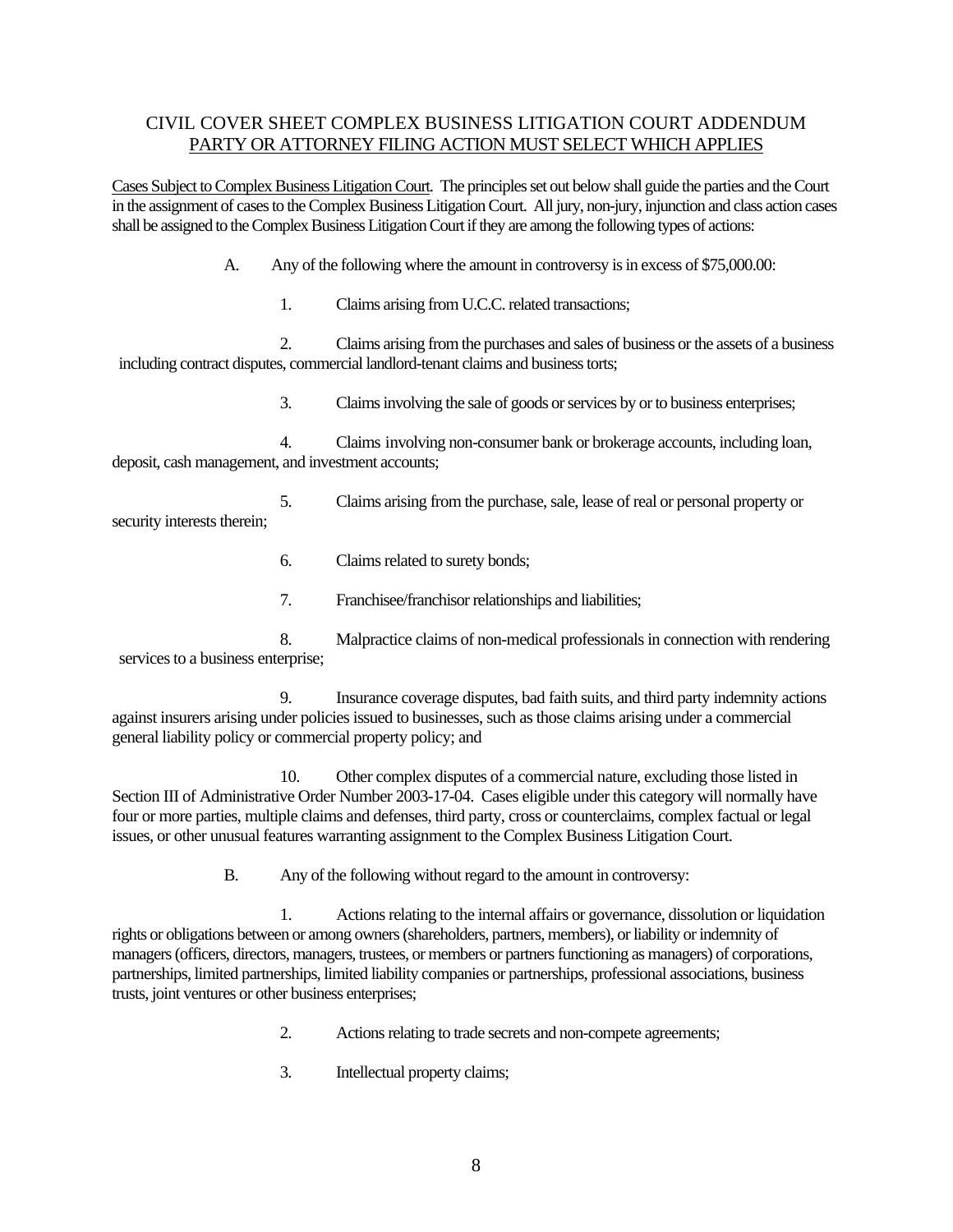CIVIL COVER SHEET COMPLEX BUSINESS LITIGATION COURT ADDENDUM
<u>PARTY OR ATTORNEY FILING ACTION MUST SELECT WHICH APPLIES</u>

<u>Cases Subject to Complex Business Litigation Court</u>. The principles set out below shall guide the parties and the Court in the assignment of cases to the Complex Business Litigation Court. All jury, non-jury, injunction and class action cases shall be assigned to the Complex Business Litigation Court if they are among the following types of actions:

A. Any of the following where the amount in controversy is in excess of $75,000.00:

1. Claims arising from U.C.C. related transactions;

2. Claims arising from the purchases and sales of business or the assets of a business including contract disputes, commercial landlord-tenant claims and business torts;

3. Claims involving the sale of goods or services by or to business enterprises;

4. Claims involving non-consumer bank or brokerage accounts, including loan, deposit, cash management, and investment accounts;

5. Claims arising from the purchase, sale, lease of real or personal property or security interests therein;

6. Claims related to surety bonds;

7. Franchisee/franchisor relationships and liabilities;

8. Malpractice claims of non-medical professionals in connection with rendering services to a business enterprise;

9. Insurance coverage disputes, bad faith suits, and third party indemnity actions against insurers arising under policies issued to businesses, such as those claims arising under a commercial general liability policy or commercial property policy; and

10. Other complex disputes of a commercial nature, excluding those listed in Section III of Administrative Order Number 2003-17-04. Cases eligible under this category will normally have four or more parties, multiple claims and defenses, third party, cross or counterclaims, complex factual or legal issues, or other unusual features warranting assignment to the Complex Business Litigation Court.

B. Any of the following without regard to the amount in controversy:

1. Actions relating to the internal affairs or governance, dissolution or liquidation rights or obligations between or among owners (shareholders, partners, members), or liability or indemnity of managers (officers, directors, managers, trustees, or members or partners functioning as managers) of corporations, partnerships, limited partnerships, limited liability companies or partnerships, professional associations, business trusts, joint ventures or other business enterprises;

2. Actions relating to trade secrets and non-compete agreements;

3. Intellectual property claims;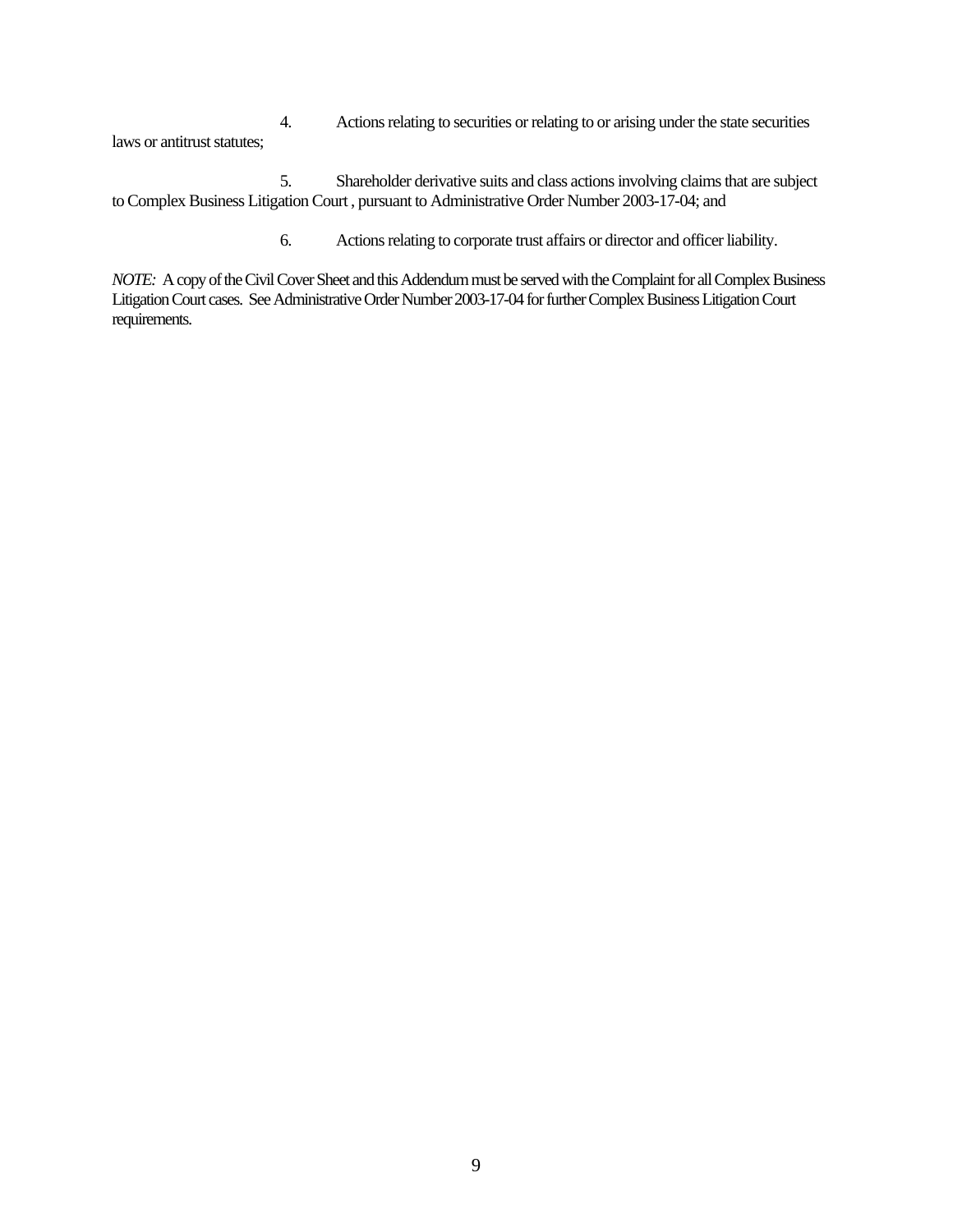4. Actions relating to securities or relating to or arising under the state securities laws or antitrust statutes;

5. Shareholder derivative suits and class actions involving claims that are subject to Complex Business Litigation Court , pursuant to Administrative Order Number 2003-17-04; and

6. Actions relating to corporate trust affairs or director and officer liability.

*NOTE:* A copy of the Civil Cover Sheet and this Addendum must be served with the Complaint for all Complex Business Litigation Court cases. See Administrative Order Number 2003-17-04 for further Complex Business Litigation Court requirements.